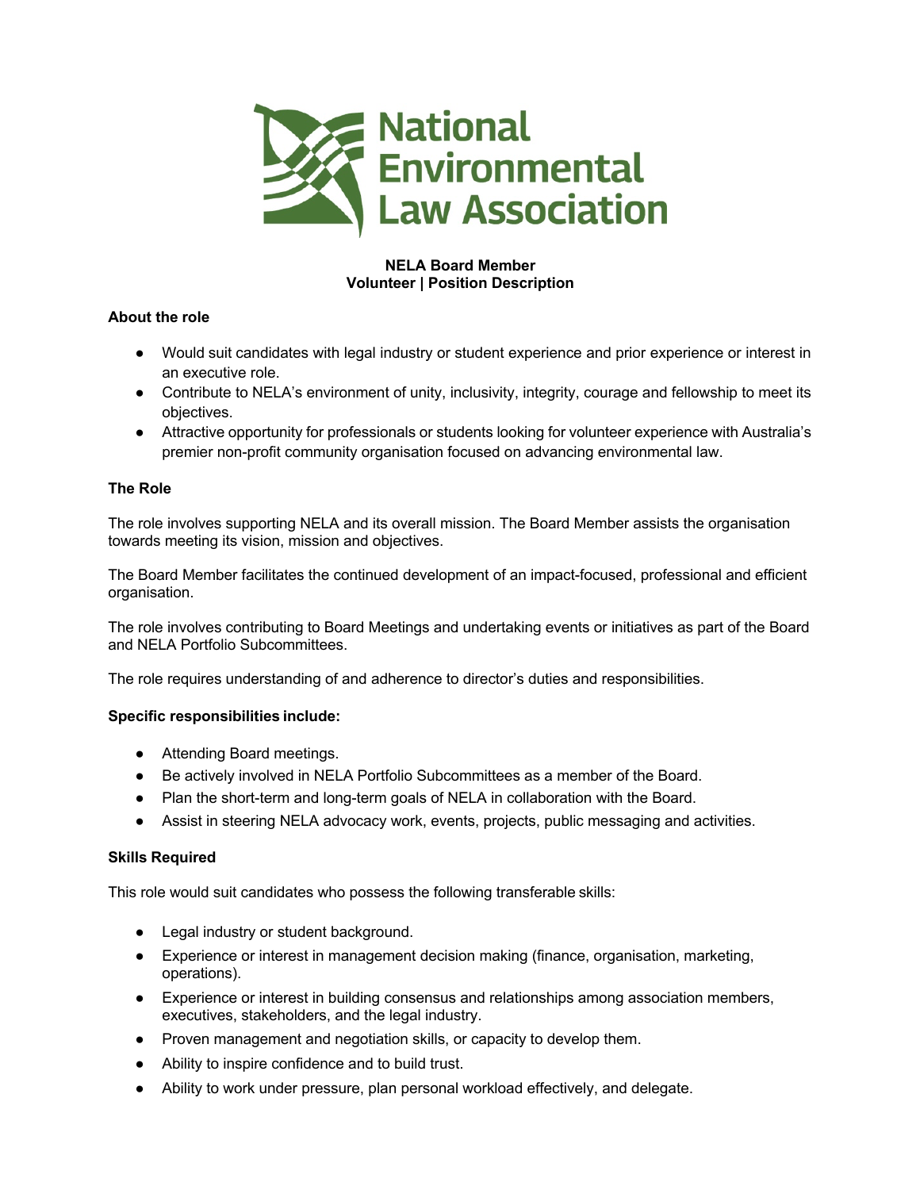National Environmental Law Association

**NELA Board Member**
**Volunteer | Position Description**

**About the role**

- Would suit candidates with legal industry or student experience and prior experience or interest in an executive role.
- Contribute to NELA's environment of unity, inclusivity, integrity, courage and fellowship to meet its objectives.
- Attractive opportunity for professionals or students looking for volunteer experience with Australia's premier non-profit community organisation focused on advancing environmental law.

**The Role**

The role involves supporting NELA and its overall mission. The Board Member assists the organisation towards meeting its vision, mission and objectives.

The Board Member facilitates the continued development of an impact-focused, professional and efficient organisation.

The role involves contributing to Board Meetings and undertaking events or initiatives as part of the Board and NELA Portfolio Subcommittees.

The role requires understanding of and adherence to director's duties and responsibilities.

**Specific responsibilities include:**

- Attending Board meetings.
- Be actively involved in NELA Portfolio Subcommittees as a member of the Board.
- Plan the short-term and long-term goals of NELA in collaboration with the Board.
- Assist in steering NELA advocacy work, events, projects, public messaging and activities.

**Skills Required**

This role would suit candidates who possess the following transferable skills:

- Legal industry or student background.
- Experience or interest in management decision making (finance, organisation, marketing, operations).
- Experience or interest in building consensus and relationships among association members, executives, stakeholders, and the legal industry.
- Proven management and negotiation skills, or capacity to develop them.
- Ability to inspire confidence and to build trust.
- Ability to work under pressure, plan personal workload effectively, and delegate.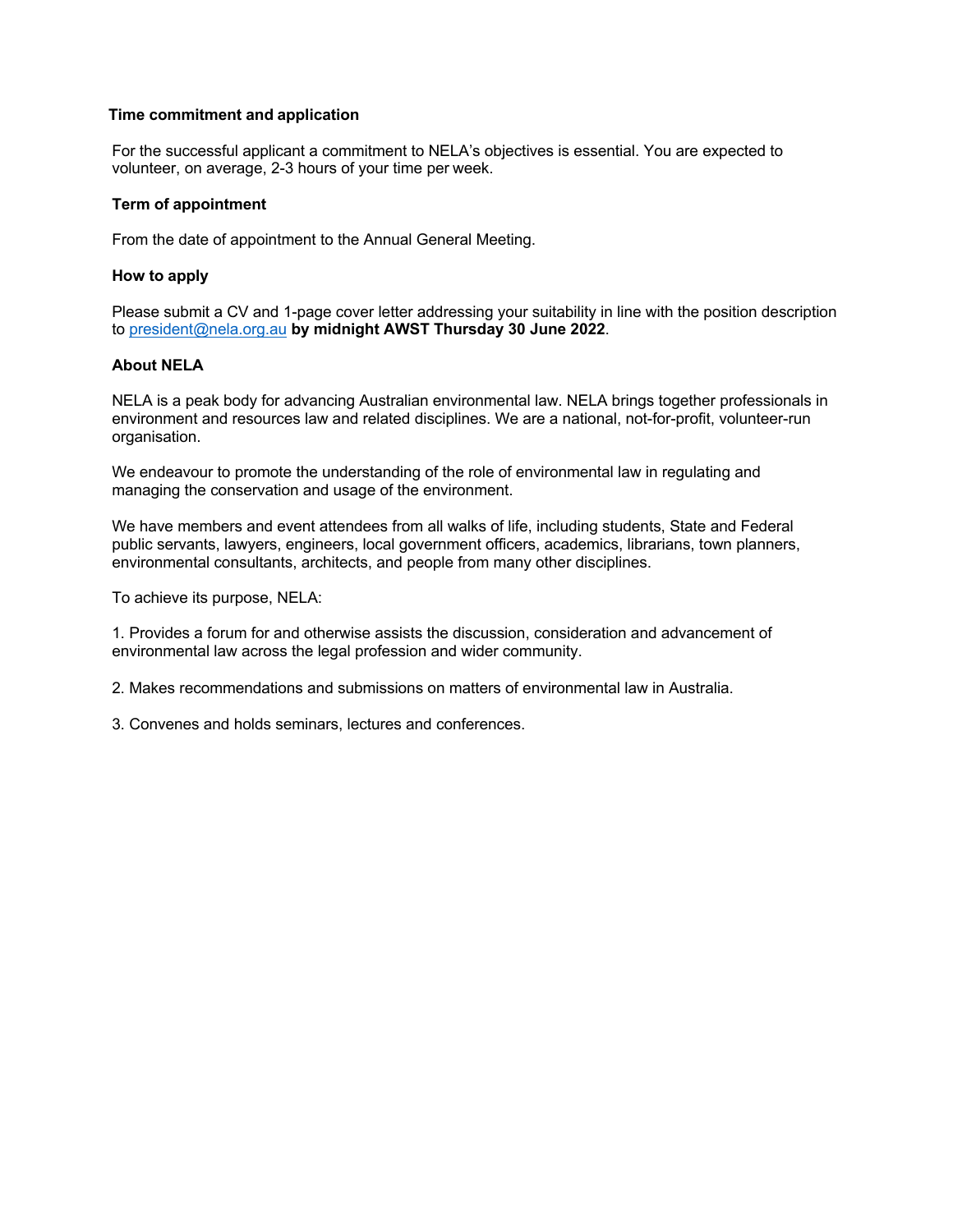**Time commitment and application**

For the successful applicant a commitment to NELA's objectives is essential. You are expected to volunteer, on average, 2-3 hours of your time per week.

**Term of appointment**

From the date of appointment to the Annual General Meeting.

**How to apply**

Please submit a CV and 1-page cover letter addressing your suitability in line with the position description to president@nela.org.au **by midnight AWST Thursday 30 June 2022**.

**About NELA**

NELA is a peak body for advancing Australian environmental law. NELA brings together professionals in environment and resources law and related disciplines. We are a national, not-for-profit, volunteer-run organisation.

We endeavour to promote the understanding of the role of environmental law in regulating and managing the conservation and usage of the environment.

We have members and event attendees from all walks of life, including students, State and Federal public servants, lawyers, engineers, local government officers, academics, librarians, town planners, environmental consultants, architects, and people from many other disciplines.

To achieve its purpose, NELA:

1. Provides a forum for and otherwise assists the discussion, consideration and advancement of environmental law across the legal profession and wider community.

2. Makes recommendations and submissions on matters of environmental law in Australia.

3. Convenes and holds seminars, lectures and conferences.